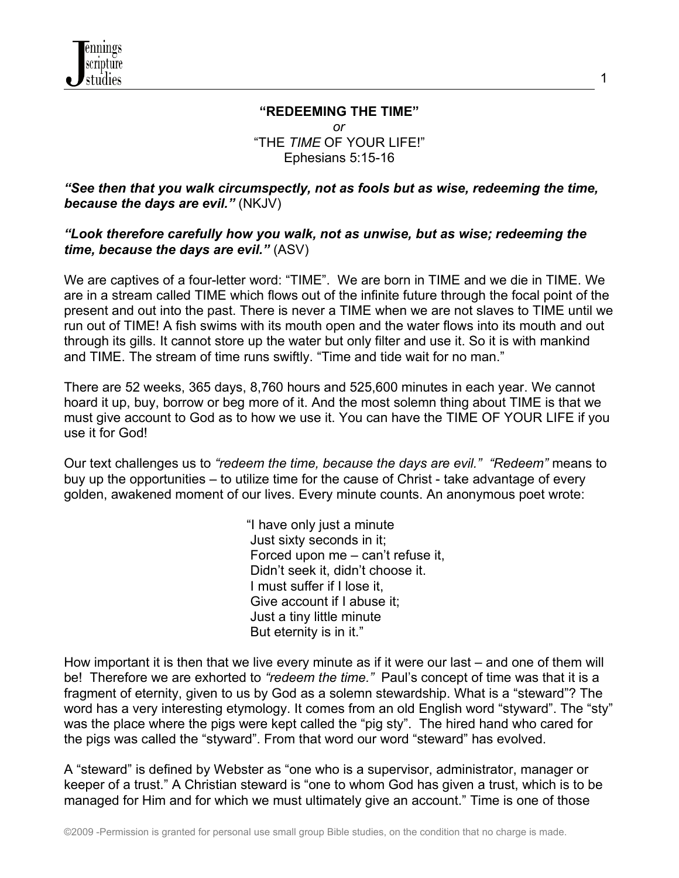**"REDEEMING THE TIME"**

*or*

"THE *TIME* OF YOUR LIFE!"

Ephesians 5:15-16

***"See then that you walk circumspectly, not as fools but as wise, redeeming the time, because the days are evil."*** (NKJV)

***"Look therefore carefully how you walk, not as unwise, but as wise; redeeming the time, because the days are evil."*** (ASV)

We are captives of a four-letter word: "TIME". We are born in TIME and we die in TIME. We are in a stream called TIME which flows out of the infinite future through the focal point of the present and out into the past. There is never a TIME when we are not slaves to TIME until we run out of TIME! A fish swims with its mouth open and the water flows into its mouth and out through its gills. It cannot store up the water but only filter and use it. So it is with mankind and TIME. The stream of time runs swiftly. "Time and tide wait for no man."

There are 52 weeks, 365 days, 8,760 hours and 525,600 minutes in each year. We cannot hoard it up, buy, borrow or beg more of it. And the most solemn thing about TIME is that we must give account to God as to how we use it. You can have the TIME OF YOUR LIFE if you use it for God!

Our text challenges us to *"redeem the time, because the days are evil." "Redeem"* means to buy up the opportunities – to utilize time for the cause of Christ - take advantage of every golden, awakened moment of our lives. Every minute counts. An anonymous poet wrote:

> "I have only just a minute
> Just sixty seconds in it;
> Forced upon me – can't refuse it,
> Didn't seek it, didn't choose it.
> I must suffer if I lose it,
> Give account if I abuse it;
> Just a tiny little minute
> But eternity is in it."

How important it is then that we live every minute as if it were our last – and one of them will be! Therefore we are exhorted to *"redeem the time."* Paul's concept of time was that it is a fragment of eternity, given to us by God as a solemn stewardship. What is a "steward"? The word has a very interesting etymology. It comes from an old English word "styward". The "sty" was the place where the pigs were kept called the "pig sty". The hired hand who cared for the pigs was called the "styward". From that word our word "steward" has evolved.

A "steward" is defined by Webster as "one who is a supervisor, administrator, manager or keeper of a trust." A Christian steward is "one to whom God has given a trust, which is to be managed for Him and for which we must ultimately give an account." Time is one of those

©2009 -Permission is granted for personal use small group Bible studies, on the condition that no charge is made.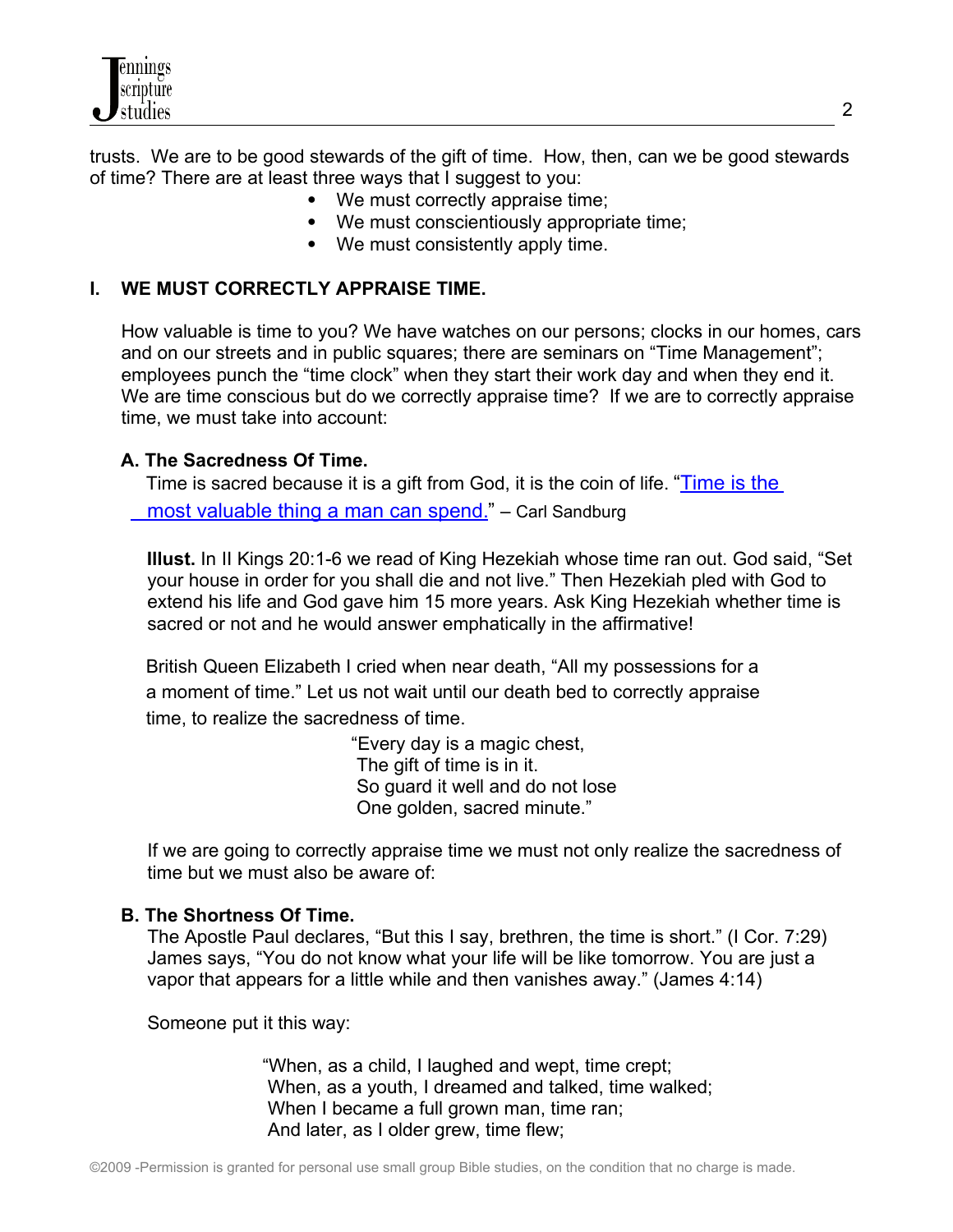trusts. We are to be good stewards of the gift of time. How, then, can we be good stewards of time? There are at least three ways that I suggest to you:

- We must correctly appraise time;
- We must conscientiously appropriate time;
- We must consistently apply time.

## I. WE MUST CORRECTLY APPRAISE TIME.

How valuable is time to you? We have watches on our persons; clocks in our homes, cars and on our streets and in public squares; there are seminars on "Time Management"; employees punch the "time clock" when they start their work day and when they end it. We are time conscious but do we correctly appraise time? If we are to correctly appraise time, we must take into account:

### A. The Sacredness Of Time.

Time is sacred because it is a gift from God, it is the coin of life. "Time is the most valuable thing a man can spend." – Carl Sandburg

**Illust.** In II Kings 20:1-6 we read of King Hezekiah whose time ran out. God said, "Set your house in order for you shall die and not live." Then Hezekiah pled with God to extend his life and God gave him 15 more years. Ask King Hezekiah whether time is sacred or not and he would answer emphatically in the affirmative!

British Queen Elizabeth I cried when near death, "All my possessions for a a moment of time." Let us not wait until our death bed to correctly appraise time, to realize the sacredness of time.

"Every day is a magic chest,
The gift of time is in it.
So guard it well and do not lose
One golden, sacred minute."

If we are going to correctly appraise time we must not only realize the sacredness of time but we must also be aware of:

### B. The Shortness Of Time.

The Apostle Paul declares, "But this I say, brethren, the time is short." (I Cor. 7:29) James says, "You do not know what your life will be like tomorrow. You are just a vapor that appears for a little while and then vanishes away." (James 4:14)

Someone put it this way:

"When, as a child, I laughed and wept, time crept;
When, as a youth, I dreamed and talked, time walked;
When I became a full grown man, time ran;
And later, as I older grew, time flew;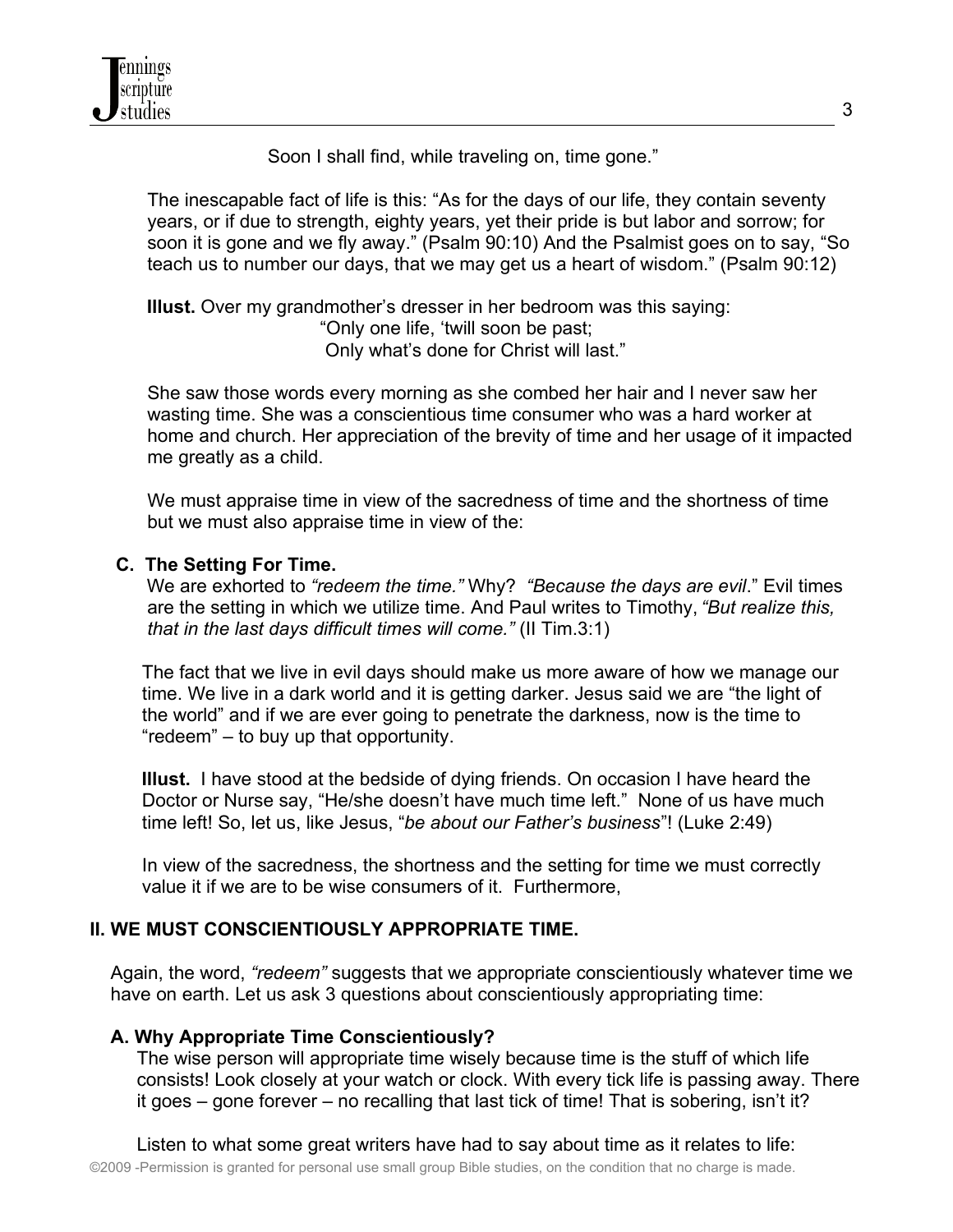Soon I shall find, while traveling on, time gone."

The inescapable fact of life is this: "As for the days of our life, they contain seventy years, or if due to strength, eighty years, yet their pride is but labor and sorrow; for soon it is gone and we fly away." (Psalm 90:10) And the Psalmist goes on to say, "So teach us to number our days, that we may get us a heart of wisdom." (Psalm 90:12)

**Illust.** Over my grandmother's dresser in her bedroom was this saying:

"Only one life, 'twill soon be past;
Only what's done for Christ will last."

She saw those words every morning as she combed her hair and I never saw her wasting time. She was a conscientious time consumer who was a hard worker at home and church. Her appreciation of the brevity of time and her usage of it impacted me greatly as a child.

We must appraise time in view of the sacredness of time and the shortness of time but we must also appraise time in view of the:

### C. The Setting For Time.

We are exhorted to *"redeem the time."* Why? *"Because the days are evil*." Evil times are the setting in which we utilize time. And Paul writes to Timothy, *"But realize this, that in the last days difficult times will come."* (II Tim.3:1)

The fact that we live in evil days should make us more aware of how we manage our time. We live in a dark world and it is getting darker. Jesus said we are "the light of the world" and if we are ever going to penetrate the darkness, now is the time to "redeem" – to buy up that opportunity.

**Illust.** I have stood at the bedside of dying friends. On occasion I have heard the Doctor or Nurse say, "He/she doesn't have much time left." None of us have much time left! So, let us, like Jesus, "*be about our Father's business*"! (Luke 2:49)

In view of the sacredness, the shortness and the setting for time we must correctly value it if we are to be wise consumers of it. Furthermore,

## II. WE MUST CONSCIENTIOUSLY APPROPRIATE TIME.

Again, the word, *"redeem"* suggests that we appropriate conscientiously whatever time we have on earth. Let us ask 3 questions about conscientiously appropriating time:

### A. Why Appropriate Time Conscientiously?

The wise person will appropriate time wisely because time is the stuff of which life consists! Look closely at your watch or clock. With every tick life is passing away. There it goes – gone forever – no recalling that last tick of time! That is sobering, isn't it?

Listen to what some great writers have had to say about time as it relates to life: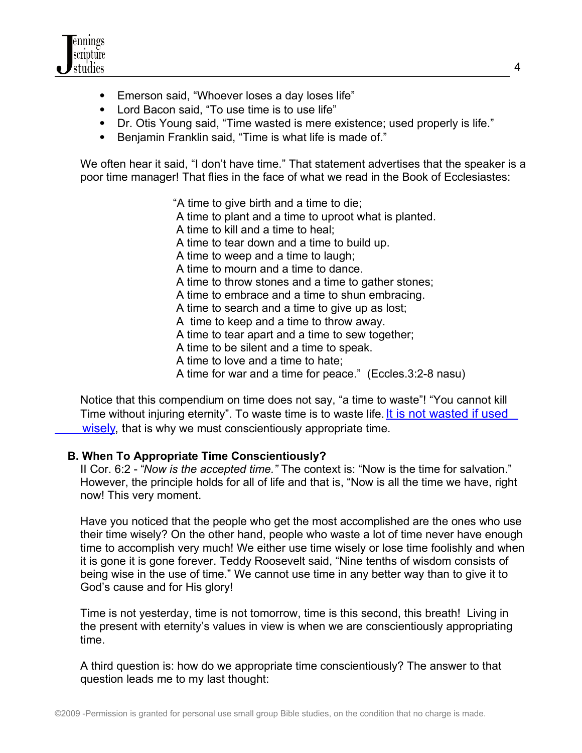- Emerson said, “Whoever loses a day loses life”
- Lord Bacon said, “To use time is to use life”
- Dr. Otis Young said, “Time wasted is mere existence; used properly is life.”
- Benjamin Franklin said, “Time is what life is made of.”

We often hear it said, “I don’t have time.” That statement advertises that the speaker is a poor time manager! That flies in the face of what we read in the Book of Ecclesiastes:

> “A time to give birth and a time to die;
> A time to plant and a time to uproot what is planted.
> A time to kill and a time to heal;
> A time to tear down and a time to build up.
> A time to weep and a time to laugh;
> A time to mourn and a time to dance.
> A time to throw stones and a time to gather stones;
> A time to embrace and a time to shun embracing.
> A time to search and a time to give up as lost;
> A time to keep and a time to throw away.
> A time to tear apart and a time to sew together;
> A time to be silent and a time to speak.
> A time to love and a time to hate;
> A time for war and a time for peace.” (Eccles.3:2-8 nasu)

Notice that this compendium on time does not say, “a time to waste”! “You cannot kill Time without injuring eternity”. To waste time is to waste life. It is not wasted if used wisely, that is why we must conscientiously appropriate time.

**B. When To Appropriate Time Conscientiously?**

II Cor. 6:2 - *“Now is the accepted time.”* The context is: “Now is the time for salvation.” However, the principle holds for all of life and that is, “Now is all the time we have, right now! This very moment.

Have you noticed that the people who get the most accomplished are the ones who use their time wisely? On the other hand, people who waste a lot of time never have enough time to accomplish very much! We either use time wisely or lose time foolishly and when it is gone it is gone forever. Teddy Roosevelt said, “Nine tenths of wisdom consists of being wise in the use of time.” We cannot use time in any better way than to give it to God’s cause and for His glory!

Time is not yesterday, time is not tomorrow, time is this second, this breath! Living in the present with eternity’s values in view is when we are conscientiously appropriating time.

A third question is: how do we appropriate time conscientiously? The answer to that question leads me to my last thought: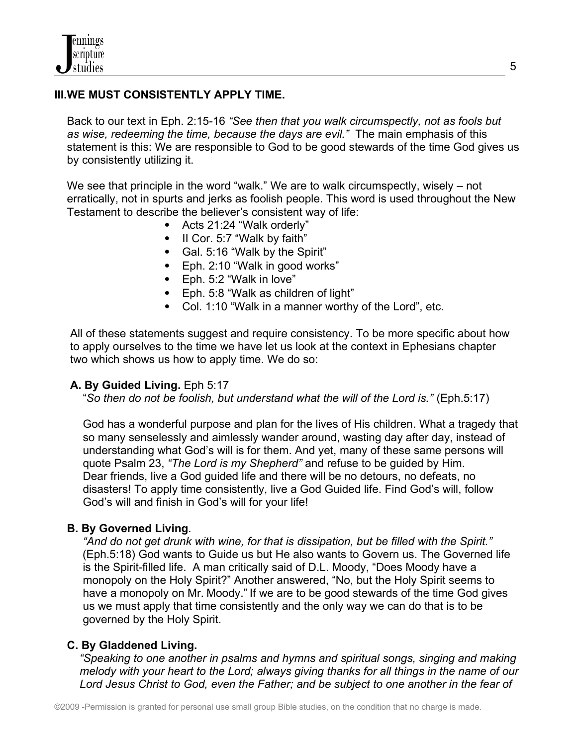## III.WE MUST CONSISTENTLY APPLY TIME.

Back to our text in Eph. 2:15-16 *"See then that you walk circumspectly, not as fools but as wise, redeeming the time, because the days are evil."* The main emphasis of this statement is this: We are responsible to God to be good stewards of the time God gives us by consistently utilizing it.

We see that principle in the word "walk." We are to walk circumspectly, wisely – not erratically, not in spurts and jerks as foolish people. This word is used throughout the New Testament to describe the believer's consistent way of life:

- Acts 21:24 "Walk orderly"
- II Cor. 5:7 "Walk by faith"
- Gal. 5:16 "Walk by the Spirit"
- Eph. 2:10 "Walk in good works"
- Eph. 5:2 "Walk in love"
- Eph. 5:8 "Walk as children of light"
- Col. 1:10 "Walk in a manner worthy of the Lord", etc.

All of these statements suggest and require consistency. To be more specific about how to apply ourselves to the time we have let us look at the context in Ephesians chapter two which shows us how to apply time. We do so:

### A. By Guided Living. Eph 5:17

"*So then do not be foolish, but understand what the will of the Lord is."* (Eph.5:17)

God has a wonderful purpose and plan for the lives of His children. What a tragedy that so many senselessly and aimlessly wander around, wasting day after day, instead of understanding what God's will is for them. And yet, many of these same persons will quote Psalm 23, *"The Lord is my Shepherd"* and refuse to be guided by Him. Dear friends, live a God guided life and there will be no detours, no defeats, no disasters! To apply time consistently, live a God Guided life. Find God's will, follow God's will and finish in God's will for your life!

### B. By Governed Living.

*"And do not get drunk with wine, for that is dissipation, but be filled with the Spirit."* (Eph.5:18) God wants to Guide us but He also wants to Govern us. The Governed life is the Spirit-filled life. A man critically said of D.L. Moody, "Does Moody have a monopoly on the Holy Spirit?" Another answered, "No, but the Holy Spirit seems to have a monopoly on Mr. Moody." If we are to be good stewards of the time God gives us we must apply that time consistently and the only way we can do that is to be governed by the Holy Spirit.

### C. By Gladdened Living.

*"Speaking to one another in psalms and hymns and spiritual songs, singing and making melody with your heart to the Lord; always giving thanks for all things in the name of our Lord Jesus Christ to God, even the Father; and be subject to one another in the fear of*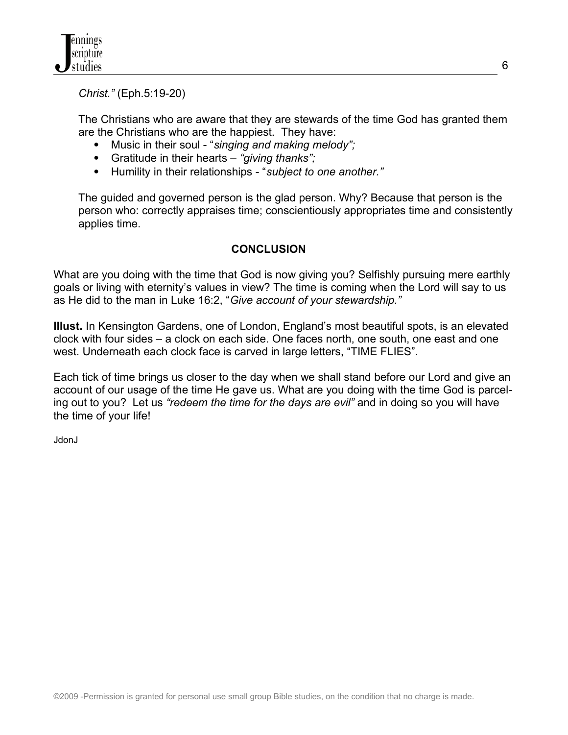*Christ."* (Eph.5:19-20)

The Christians who are aware that they are stewards of the time God has granted them are the Christians who are the happiest. They have:

- Music in their soul - "*singing and making melody";*
- Gratitude in their hearts – *"giving thanks";*
- Humility in their relationships - "*subject to one another."*

The guided and governed person is the glad person. Why? Because that person is the person who: correctly appraises time; conscientiously appropriates time and consistently applies time.

**CONCLUSION**

What are you doing with the time that God is now giving you? Selfishly pursuing mere earthly goals or living with eternity's values in view? The time is coming when the Lord will say to us as He did to the man in Luke 16:2, "*Give account of your stewardship."*

**Illust.** In Kensington Gardens, one of London, England's most beautiful spots, is an elevated clock with four sides – a clock on each side. One faces north, one south, one east and one west. Underneath each clock face is carved in large letters, "TIME FLIES".

Each tick of time brings us closer to the day when we shall stand before our Lord and give an account of our usage of the time He gave us. What are you doing with the time God is parceling out to you? Let us *"redeem the time for the days are evil"* and in doing so you will have the time of your life!

JdonJ

©2009 -Permission is granted for personal use small group Bible studies, on the condition that no charge is made.